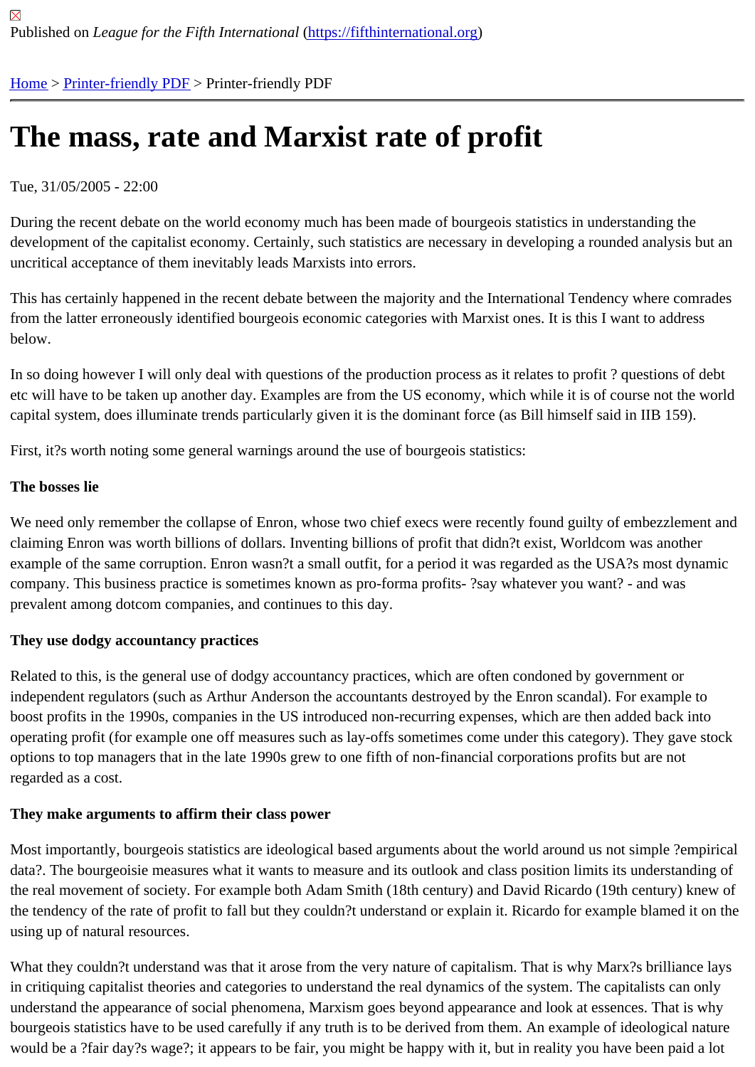Published on *League for the Fifth International* (https://fifthinternational.org)

Home > Printer-friendly PDF > Printer-friendly PDF

# The mass, rate and Marxist rate of profit

Tue, 31/05/2005 - 22:00

During the recent debate on the world economy much has been made of bourgeois statistics in understanding the development of the capitalist economy. Certainly, such statistics are necessary in developing a rounded analysis but an uncritical acceptance of them inevitably leads Marxists into errors.

This has certainly happened in the recent debate between the majority and the International Tendency where comrades from the latter erroneously identified bourgeois economic categories with Marxist ones. It is this I want to address below.

In so doing however I will only deal with questions of the production process as it relates to profit ? questions of debt etc will have to be taken up another day. Examples are from the US economy, which while it is of course not the world capital system, does illuminate trends particularly given it is the dominant force (as Bill himself said in IIB 159).

First, it?s worth noting some general warnings around the use of bourgeois statistics:

**The bosses lie**

We need only remember the collapse of Enron, whose two chief execs were recently found guilty of embezzlement and claiming Enron was worth billions of dollars. Inventing billions of profit that didn?t exist, Worldcom was another example of the same corruption. Enron wasn?t a small outfit, for a period it was regarded as the USA?s most dynamic company. This business practice is sometimes known as pro-forma profits- ?say whatever you want? - and was prevalent among dotcom companies, and continues to this day.

**They use dodgy accountancy practices**

Related to this, is the general use of dodgy accountancy practices, which are often condoned by government or independent regulators (such as Arthur Anderson the accountants destroyed by the Enron scandal). For example to boost profits in the 1990s, companies in the US introduced non-recurring expenses, which are then added back into operating profit (for example one off measures such as lay-offs sometimes come under this category). They gave stock options to top managers that in the late 1990s grew to one fifth of non-financial corporations profits but are not regarded as a cost.

**They make arguments to affirm their class power**

Most importantly, bourgeois statistics are ideological based arguments about the world around us not simple ?empirical data?. The bourgeoisie measures what it wants to measure and its outlook and class position limits its understanding of the real movement of society. For example both Adam Smith (18th century) and David Ricardo (19th century) knew of the tendency of the rate of profit to fall but they couldn?t understand or explain it. Ricardo for example blamed it on the using up of natural resources.

What they couldn?t understand was that it arose from the very nature of capitalism. That is why Marx?s brilliance lays in critiquing capitalist theories and categories to understand the real dynamics of the system. The capitalists can only understand the appearance of social phenomena, Marxism goes beyond appearance and look at essences. That is why bourgeois statistics have to be used carefully if any truth is to be derived from them. An example of ideological nature would be a ?fair day?s wage?; it appears to be fair, you might be happy with it, but in reality you have been paid a lot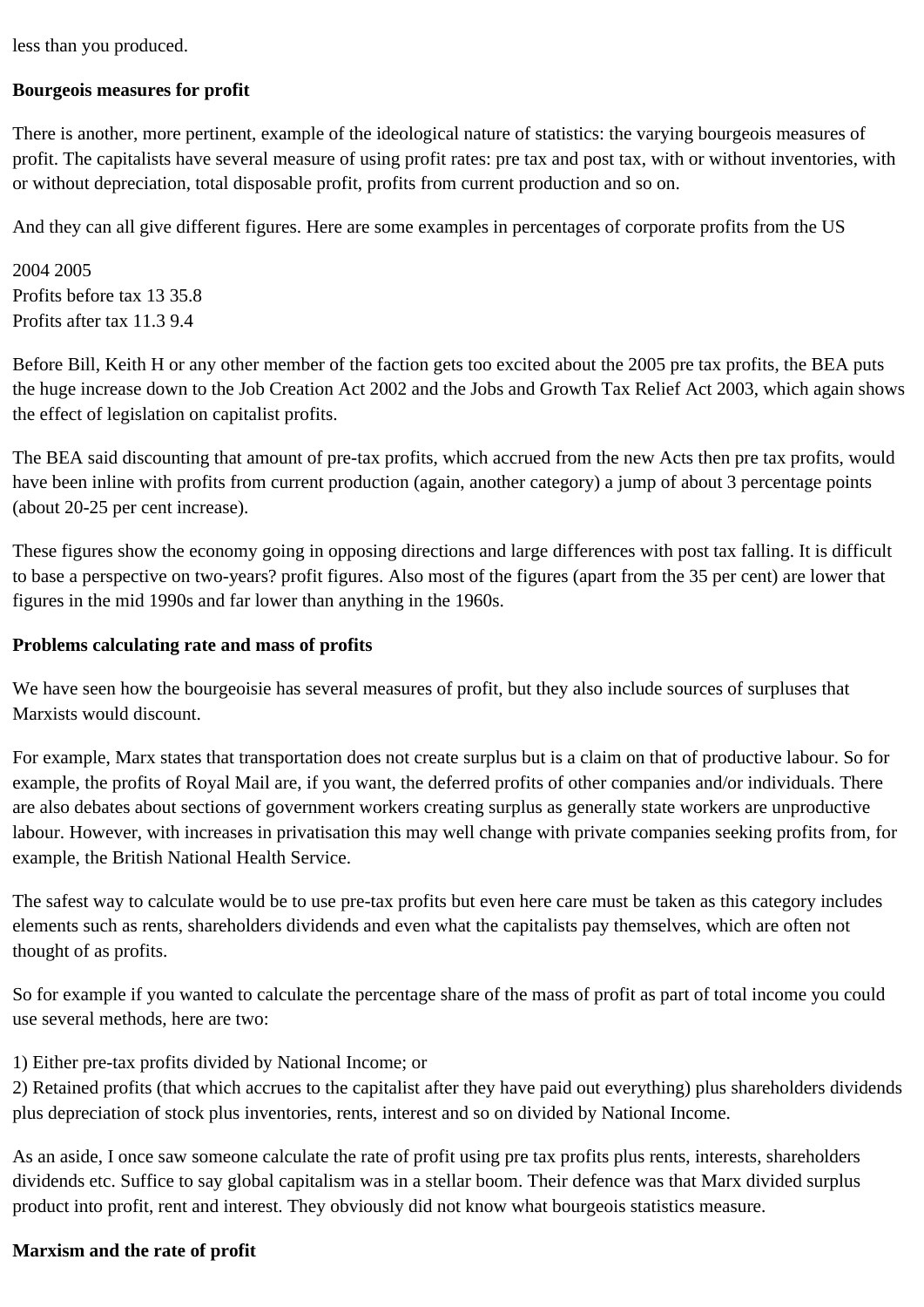less than you produced.

**Bourgeois measures for profit**

There is another, more pertinent, example of the ideological nature of statistics: the varying bourgeois measures of profit. The capitalists have several measure of using profit rates: pre tax and post tax, with or without inventories, with or without depreciation, total disposable profit, profits from current production and so on.

And they can all give different figures. Here are some examples in percentages of corporate profits from the US

2004 2005
Profits before tax 13 35.8
Profits after tax 11.3 9.4

Before Bill, Keith H or any other member of the faction gets too excited about the 2005 pre tax profits, the BEA puts the huge increase down to the Job Creation Act 2002 and the Jobs and Growth Tax Relief Act 2003, which again shows the effect of legislation on capitalist profits.

The BEA said discounting that amount of pre-tax profits, which accrued from the new Acts then pre tax profits, would have been inline with profits from current production (again, another category) a jump of about 3 percentage points (about 20-25 per cent increase).

These figures show the economy going in opposing directions and large differences with post tax falling. It is difficult to base a perspective on two-years? profit figures. Also most of the figures (apart from the 35 per cent) are lower that figures in the mid 1990s and far lower than anything in the 1960s.

**Problems calculating rate and mass of profits**

We have seen how the bourgeoisie has several measures of profit, but they also include sources of surpluses that Marxists would discount.

For example, Marx states that transportation does not create surplus but is a claim on that of productive labour. So for example, the profits of Royal Mail are, if you want, the deferred profits of other companies and/or individuals. There are also debates about sections of government workers creating surplus as generally state workers are unproductive labour. However, with increases in privatisation this may well change with private companies seeking profits from, for example, the British National Health Service.

The safest way to calculate would be to use pre-tax profits but even here care must be taken as this category includes elements such as rents, shareholders dividends and even what the capitalists pay themselves, which are often not thought of as profits.

So for example if you wanted to calculate the percentage share of the mass of profit as part of total income you could use several methods, here are two:

1) Either pre-tax profits divided by National Income; or
2) Retained profits (that which accrues to the capitalist after they have paid out everything) plus shareholders dividends plus depreciation of stock plus inventories, rents, interest and so on divided by National Income.

As an aside, I once saw someone calculate the rate of profit using pre tax profits plus rents, interests, shareholders dividends etc. Suffice to say global capitalism was in a stellar boom. Their defence was that Marx divided surplus product into profit, rent and interest. They obviously did not know what bourgeois statistics measure.

**Marxism and the rate of profit**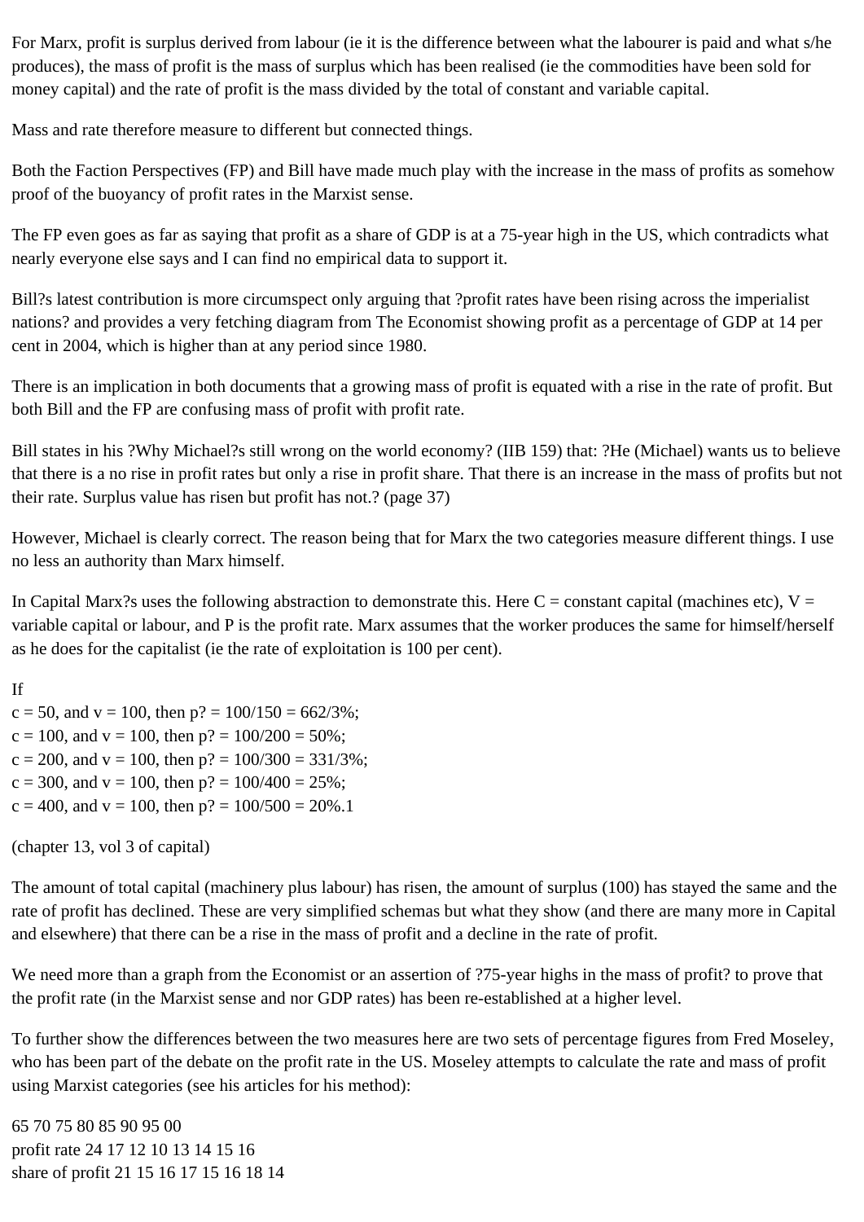For Marx, profit is surplus derived from labour (ie it is the difference between what the labourer is paid and what s/he produces), the mass of profit is the mass of surplus which has been realised (ie the commodities have been sold for money capital) and the rate of profit is the mass divided by the total of constant and variable capital.

Mass and rate therefore measure to different but connected things.

Both the Faction Perspectives (FP) and Bill have made much play with the increase in the mass of profits as somehow proof of the buoyancy of profit rates in the Marxist sense.

The FP even goes as far as saying that profit as a share of GDP is at a 75-year high in the US, which contradicts what nearly everyone else says and I can find no empirical data to support it.

Bill?s latest contribution is more circumspect only arguing that ?profit rates have been rising across the imperialist nations? and provides a very fetching diagram from The Economist showing profit as a percentage of GDP at 14 per cent in 2004, which is higher than at any period since 1980.

There is an implication in both documents that a growing mass of profit is equated with a rise in the rate of profit. But both Bill and the FP are confusing mass of profit with profit rate.

Bill states in his ?Why Michael?s still wrong on the world economy? (IIB 159) that: ?He (Michael) wants us to believe that there is a no rise in profit rates but only a rise in profit share. That there is an increase in the mass of profits but not their rate. Surplus value has risen but profit has not.? (page 37)

However, Michael is clearly correct. The reason being that for Marx the two categories measure different things. I use no less an authority than Marx himself.

In Capital Marx?s uses the following abstraction to demonstrate this. Here C = constant capital (machines etc), V = variable capital or labour, and P is the profit rate. Marx assumes that the worker produces the same for himself/herself as he does for the capitalist (ie the rate of exploitation is 100 per cent).

If
c = 50, and v = 100, then p? = 100/150 = 662/3%;
c = 100, and v = 100, then p? = 100/200 = 50%;
c = 200, and v = 100, then p? = 100/300 = 331/3%;
c = 300, and v = 100, then p? = 100/400 = 25%;
c = 400, and v = 100, then p? = 100/500 = 20%.1

(chapter 13, vol 3 of capital)

The amount of total capital (machinery plus labour) has risen, the amount of surplus (100) has stayed the same and the rate of profit has declined. These are very simplified schemas but what they show (and there are many more in Capital and elsewhere) that there can be a rise in the mass of profit and a decline in the rate of profit.

We need more than a graph from the Economist or an assertion of ?75-year highs in the mass of profit? to prove that the profit rate (in the Marxist sense and nor GDP rates) has been re-established at a higher level.

To further show the differences between the two measures here are two sets of percentage figures from Fred Moseley, who has been part of the debate on the profit rate in the US. Moseley attempts to calculate the rate and mass of profit using Marxist categories (see his articles for his method):

| | 65 | 70 | 75 | 80 | 85 | 90 | 95 | 00 |
|---|---|---|---|---|---|---|---|---|
| profit rate | 24 | 17 | 12 | 10 | 13 | 14 | 15 | 16 |
| share of profit | 21 | 15 | 16 | 17 | 15 | 16 | 18 | 14 |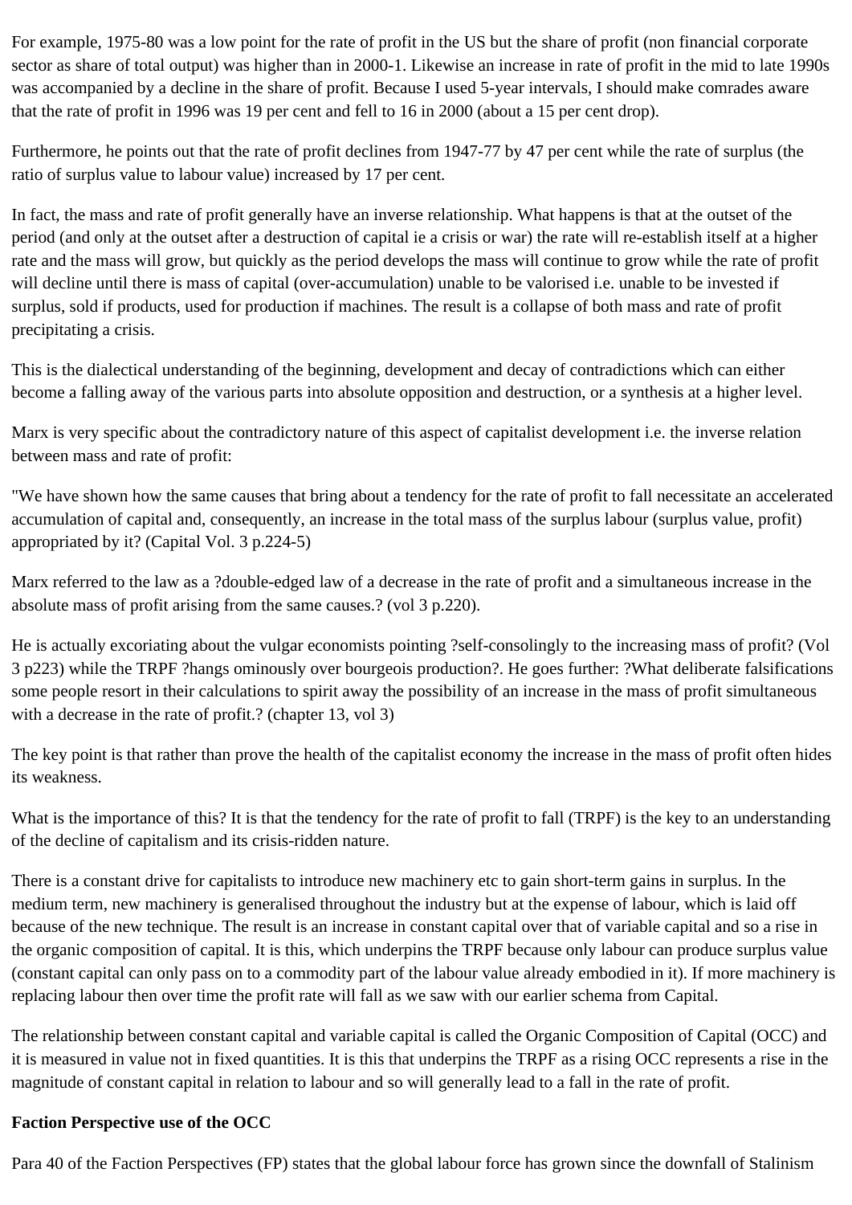For example, 1975-80 was a low point for the rate of profit in the US but the share of profit (non financial corporate sector as share of total output) was higher than in 2000-1. Likewise an increase in rate of profit in the mid to late 1990s was accompanied by a decline in the share of profit. Because I used 5-year intervals, I should make comrades aware that the rate of profit in 1996 was 19 per cent and fell to 16 in 2000 (about a 15 per cent drop).

Furthermore, he points out that the rate of profit declines from 1947-77 by 47 per cent while the rate of surplus (the ratio of surplus value to labour value) increased by 17 per cent.

In fact, the mass and rate of profit generally have an inverse relationship. What happens is that at the outset of the period (and only at the outset after a destruction of capital ie a crisis or war) the rate will re-establish itself at a higher rate and the mass will grow, but quickly as the period develops the mass will continue to grow while the rate of profit will decline until there is mass of capital (over-accumulation) unable to be valorised i.e. unable to be invested if surplus, sold if products, used for production if machines. The result is a collapse of both mass and rate of profit precipitating a crisis.

This is the dialectical understanding of the beginning, development and decay of contradictions which can either become a falling away of the various parts into absolute opposition and destruction, or a synthesis at a higher level.

Marx is very specific about the contradictory nature of this aspect of capitalist development i.e. the inverse relation between mass and rate of profit:

"We have shown how the same causes that bring about a tendency for the rate of profit to fall necessitate an accelerated accumulation of capital and, consequently, an increase in the total mass of the surplus labour (surplus value, profit) appropriated by it? (Capital Vol. 3 p.224-5)

Marx referred to the law as a ?double-edged law of a decrease in the rate of profit and a simultaneous increase in the absolute mass of profit arising from the same causes.? (vol 3 p.220).

He is actually excoriating about the vulgar economists pointing ?self-consolingly to the increasing mass of profit? (Vol 3 p223) while the TRPF ?hangs ominously over bourgeois production?. He goes further: ?What deliberate falsifications some people resort in their calculations to spirit away the possibility of an increase in the mass of profit simultaneous with a decrease in the rate of profit.? (chapter 13, vol 3)

The key point is that rather than prove the health of the capitalist economy the increase in the mass of profit often hides its weakness.

What is the importance of this? It is that the tendency for the rate of profit to fall (TRPF) is the key to an understanding of the decline of capitalism and its crisis-ridden nature.

There is a constant drive for capitalists to introduce new machinery etc to gain short-term gains in surplus. In the medium term, new machinery is generalised throughout the industry but at the expense of labour, which is laid off because of the new technique. The result is an increase in constant capital over that of variable capital and so a rise in the organic composition of capital. It is this, which underpins the TRPF because only labour can produce surplus value (constant capital can only pass on to a commodity part of the labour value already embodied in it). If more machinery is replacing labour then over time the profit rate will fall as we saw with our earlier schema from Capital.

The relationship between constant capital and variable capital is called the Organic Composition of Capital (OCC) and it is measured in value not in fixed quantities. It is this that underpins the TRPF as a rising OCC represents a rise in the magnitude of constant capital in relation to labour and so will generally lead to a fall in the rate of profit.

**Faction Perspective use of the OCC**

Para 40 of the Faction Perspectives (FP) states that the global labour force has grown since the downfall of Stalinism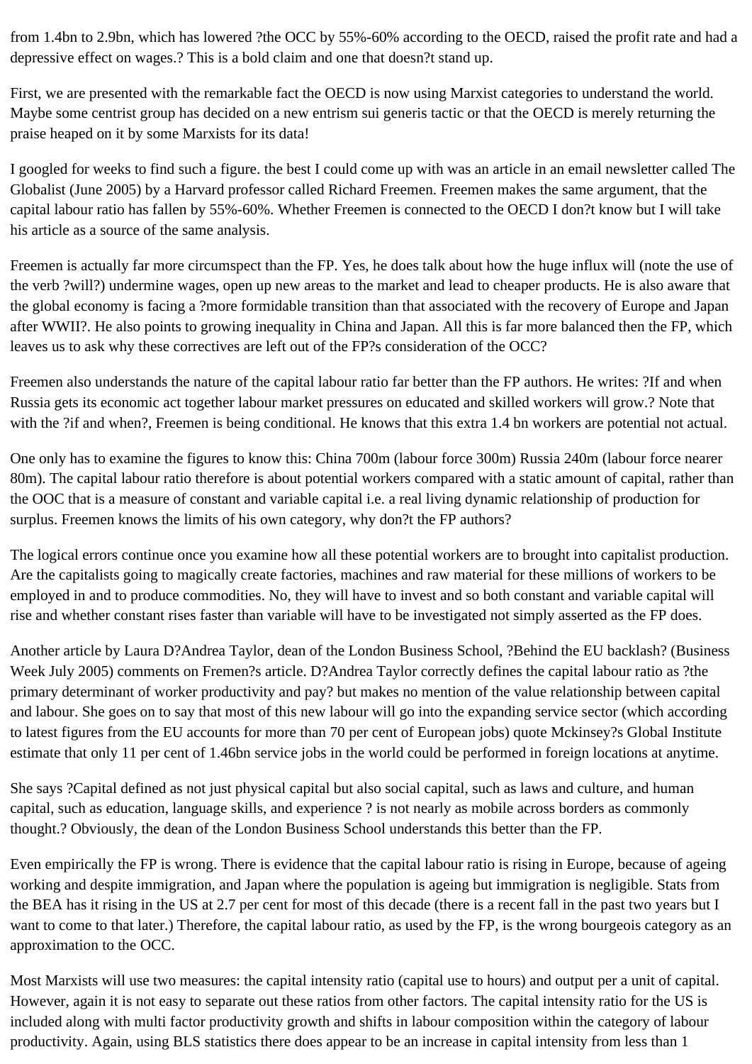from 1.4bn to 2.9bn, which has lowered ?the OCC by 55%-60% according to the OECD, raised the profit rate and had a depressive effect on wages.? This is a bold claim and one that doesn?t stand up.

First, we are presented with the remarkable fact the OECD is now using Marxist categories to understand the world. Maybe some centrist group has decided on a new entrism sui generis tactic or that the OECD is merely returning the praise heaped on it by some Marxists for its data!

I googled for weeks to find such a figure. the best I could come up with was an article in an email newsletter called The Globalist (June 2005) by a Harvard professor called Richard Freemen. Freemen makes the same argument, that the capital labour ratio has fallen by 55%-60%. Whether Freemen is connected to the OECD I don?t know but I will take his article as a source of the same analysis.

Freemen is actually far more circumspect than the FP. Yes, he does talk about how the huge influx will (note the use of the verb ?will?) undermine wages, open up new areas to the market and lead to cheaper products. He is also aware that the global economy is facing a ?more formidable transition than that associated with the recovery of Europe and Japan after WWII?. He also points to growing inequality in China and Japan. All this is far more balanced then the FP, which leaves us to ask why these correctives are left out of the FP?s consideration of the OCC?

Freemen also understands the nature of the capital labour ratio far better than the FP authors. He writes: ?If and when Russia gets its economic act together labour market pressures on educated and skilled workers will grow.? Note that with the ?if and when?, Freemen is being conditional. He knows that this extra 1.4 bn workers are potential not actual.

One only has to examine the figures to know this: China 700m (labour force 300m) Russia 240m (labour force nearer 80m). The capital labour ratio therefore is about potential workers compared with a static amount of capital, rather than the OOC that is a measure of constant and variable capital i.e. a real living dynamic relationship of production for surplus. Freemen knows the limits of his own category, why don?t the FP authors?

The logical errors continue once you examine how all these potential workers are to brought into capitalist production. Are the capitalists going to magically create factories, machines and raw material for these millions of workers to be employed in and to produce commodities. No, they will have to invest and so both constant and variable capital will rise and whether constant rises faster than variable will have to be investigated not simply asserted as the FP does.

Another article by Laura D?Andrea Taylor, dean of the London Business School, ?Behind the EU backlash? (Business Week July 2005) comments on Fremen?s article. D?Andrea Taylor correctly defines the capital labour ratio as ?the primary determinant of worker productivity and pay? but makes no mention of the value relationship between capital and labour. She goes on to say that most of this new labour will go into the expanding service sector (which according to latest figures from the EU accounts for more than 70 per cent of European jobs) quote Mckinsey?s Global Institute estimate that only 11 per cent of 1.46bn service jobs in the world could be performed in foreign locations at anytime.

She says ?Capital defined as not just physical capital but also social capital, such as laws and culture, and human capital, such as education, language skills, and experience ? is not nearly as mobile across borders as commonly thought.? Obviously, the dean of the London Business School understands this better than the FP.

Even empirically the FP is wrong. There is evidence that the capital labour ratio is rising in Europe, because of ageing working and despite immigration, and Japan where the population is ageing but immigration is negligible. Stats from the BEA has it rising in the US at 2.7 per cent for most of this decade (there is a recent fall in the past two years but I want to come to that later.) Therefore, the capital labour ratio, as used by the FP, is the wrong bourgeois category as an approximation to the OCC.

Most Marxists will use two measures: the capital intensity ratio (capital use to hours) and output per a unit of capital. However, again it is not easy to separate out these ratios from other factors. The capital intensity ratio for the US is included along with multi factor productivity growth and shifts in labour composition within the category of labour productivity. Again, using BLS statistics there does appear to be an increase in capital intensity from less than 1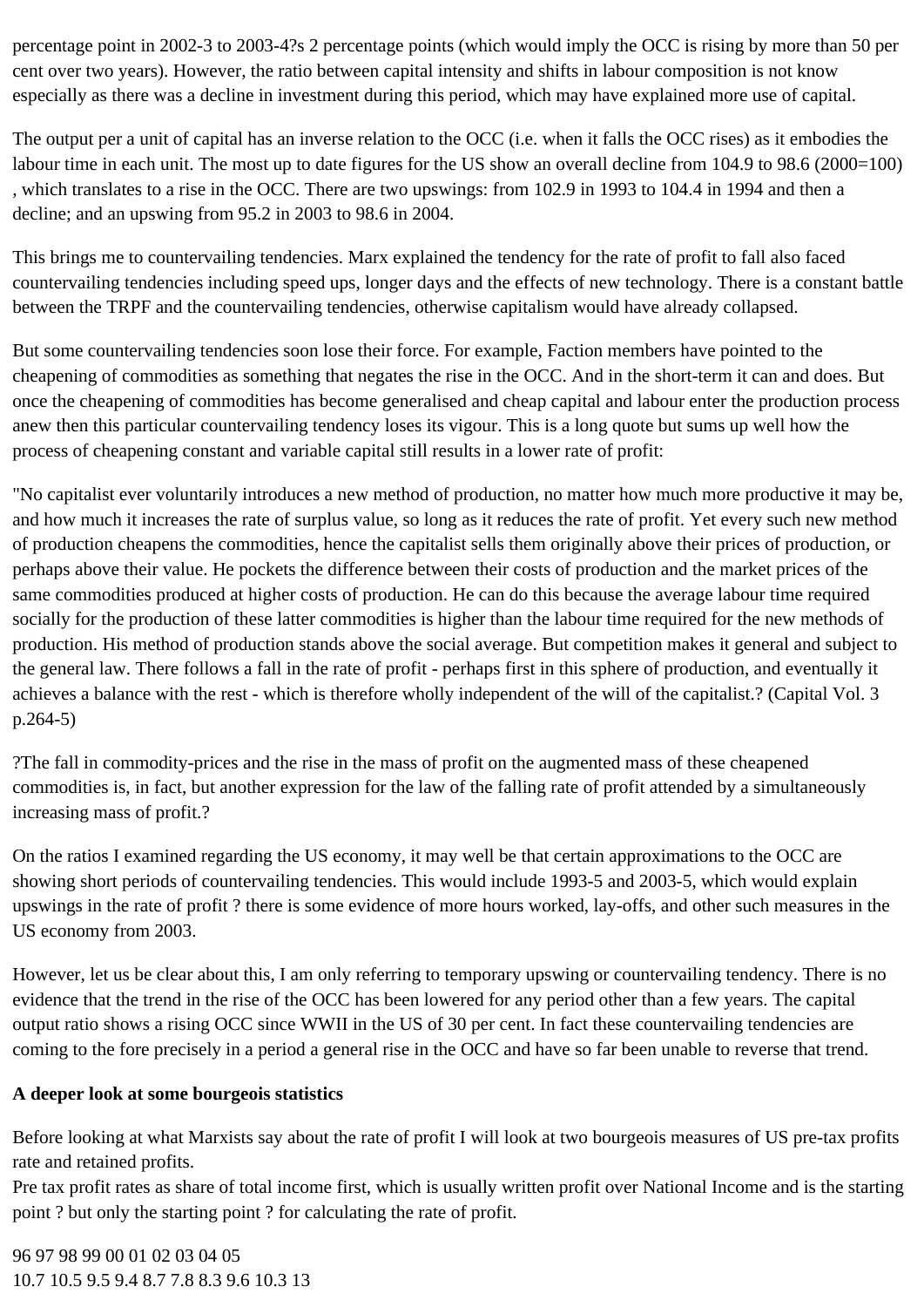percentage point in 2002-3 to 2003-4?s 2 percentage points (which would imply the OCC is rising by more than 50 per cent over two years). However, the ratio between capital intensity and shifts in labour composition is not know especially as there was a decline in investment during this period, which may have explained more use of capital.

The output per a unit of capital has an inverse relation to the OCC (i.e. when it falls the OCC rises) as it embodies the labour time in each unit. The most up to date figures for the US show an overall decline from 104.9 to 98.6 (2000=100) , which translates to a rise in the OCC. There are two upswings: from 102.9 in 1993 to 104.4 in 1994 and then a decline; and an upswing from 95.2 in 2003 to 98.6 in 2004.

This brings me to countervailing tendencies. Marx explained the tendency for the rate of profit to fall also faced countervailing tendencies including speed ups, longer days and the effects of new technology. There is a constant battle between the TRPF and the countervailing tendencies, otherwise capitalism would have already collapsed.

But some countervailing tendencies soon lose their force. For example, Faction members have pointed to the cheapening of commodities as something that negates the rise in the OCC. And in the short-term it can and does. But once the cheapening of commodities has become generalised and cheap capital and labour enter the production process anew then this particular countervailing tendency loses its vigour. This is a long quote but sums up well how the process of cheapening constant and variable capital still results in a lower rate of profit:

"No capitalist ever voluntarily introduces a new method of production, no matter how much more productive it may be, and how much it increases the rate of surplus value, so long as it reduces the rate of profit. Yet every such new method of production cheapens the commodities, hence the capitalist sells them originally above their prices of production, or perhaps above their value. He pockets the difference between their costs of production and the market prices of the same commodities produced at higher costs of production. He can do this because the average labour time required socially for the production of these latter commodities is higher than the labour time required for the new methods of production. His method of production stands above the social average. But competition makes it general and subject to the general law. There follows a fall in the rate of profit - perhaps first in this sphere of production, and eventually it achieves a balance with the rest - which is therefore wholly independent of the will of the capitalist.? (Capital Vol. 3 p.264-5)

?The fall in commodity-prices and the rise in the mass of profit on the augmented mass of these cheapened commodities is, in fact, but another expression for the law of the falling rate of profit attended by a simultaneously increasing mass of profit.?

On the ratios I examined regarding the US economy, it may well be that certain approximations to the OCC are showing short periods of countervailing tendencies. This would include 1993-5 and 2003-5, which would explain upswings in the rate of profit ? there is some evidence of more hours worked, lay-offs, and other such measures in the US economy from 2003.

However, let us be clear about this, I am only referring to temporary upswing or countervailing tendency. There is no evidence that the trend in the rise of the OCC has been lowered for any period other than a few years. The capital output ratio shows a rising OCC since WWII in the US of 30 per cent. In fact these countervailing tendencies are coming to the fore precisely in a period a general rise in the OCC and have so far been unable to reverse that trend.

**A deeper look at some bourgeois statistics**

Before looking at what Marxists say about the rate of profit I will look at two bourgeois measures of US pre-tax profits rate and retained profits.
Pre tax profit rates as share of total income first, which is usually written profit over National Income and is the starting point ? but only the starting point ? for calculating the rate of profit.

| 96 | 97 | 98 | 99 | 00 | 01 | 02 | 03 | 04 | 05 |
|---|---|---|---|---|---|---|---|---|---|
| 10.7 | 10.5 | 9.5 | 9.4 | 8.7 | 7.8 | 8.3 | 9.6 | 10.3 | 13 |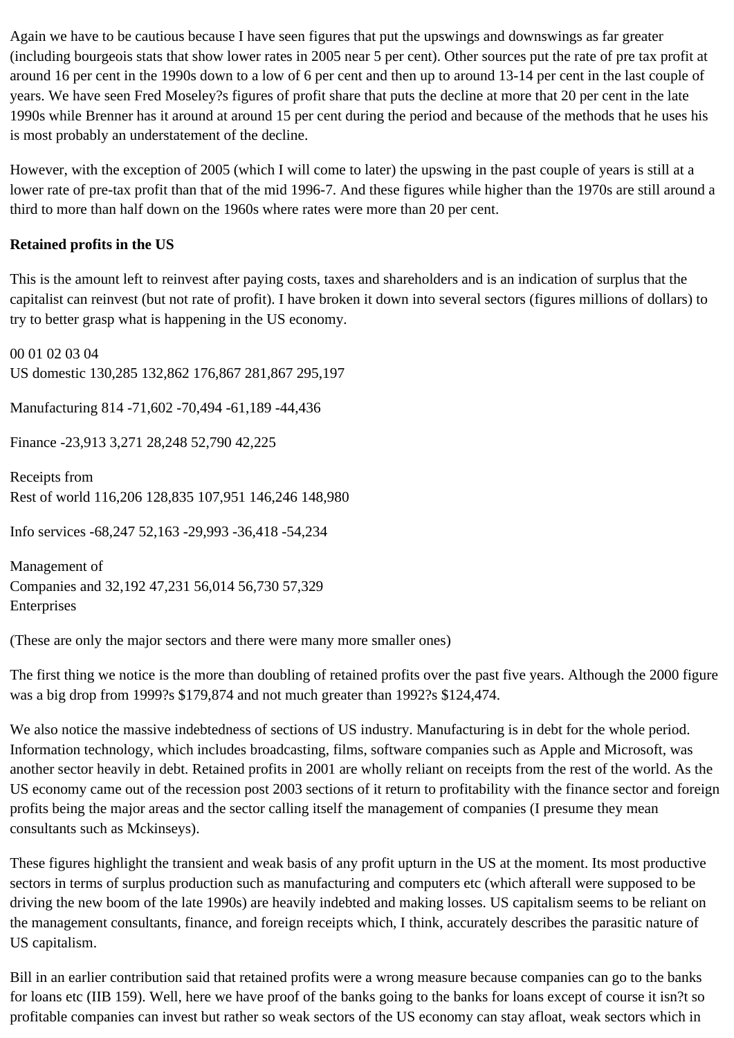Again we have to be cautious because I have seen figures that put the upswings and downswings as far greater (including bourgeois stats that show lower rates in 2005 near 5 per cent). Other sources put the rate of pre tax profit at around 16 per cent in the 1990s down to a low of 6 per cent and then up to around 13-14 per cent in the last couple of years. We have seen Fred Moseley?s figures of profit share that puts the decline at more that 20 per cent in the late 1990s while Brenner has it around at around 15 per cent during the period and because of the methods that he uses his is most probably an understatement of the decline.

However, with the exception of 2005 (which I will come to later) the upswing in the past couple of years is still at a lower rate of pre-tax profit than that of the mid 1996-7. And these figures while higher than the 1970s are still around a third to more than half down on the 1960s where rates were more than 20 per cent.

**Retained profits in the US**

This is the amount left to reinvest after paying costs, taxes and shareholders and is an indication of surplus that the capitalist can reinvest (but not rate of profit). I have broken it down into several sectors (figures millions of dollars) to try to better grasp what is happening in the US economy.

| | 00 | 01 | 02 | 03 | 04 |
|---|---|---|---|---|---|
| US domestic | 130,285 | 132,862 | 176,867 | 281,867 | 295,197 |
| Manufacturing | 814 | -71,602 | -70,494 | -61,189 | -44,436 |
| Finance | -23,913 | 3,271 | 28,248 | 52,790 | 42,225 |
| Receipts from Rest of world | 116,206 | 128,835 | 107,951 | 146,246 | 148,980 |
| Info services | -68,247 | 52,163 | -29,993 | -36,418 | -54,234 |
| Management of Companies and Enterprises | 32,192 | 47,231 | 56,014 | 56,730 | 57,329 |

(These are only the major sectors and there were many more smaller ones)

The first thing we notice is the more than doubling of retained profits over the past five years. Although the 2000 figure was a big drop from 1999?s $179,874 and not much greater than 1992?s $124,474.

We also notice the massive indebtedness of sections of US industry. Manufacturing is in debt for the whole period. Information technology, which includes broadcasting, films, software companies such as Apple and Microsoft, was another sector heavily in debt. Retained profits in 2001 are wholly reliant on receipts from the rest of the world. As the US economy came out of the recession post 2003 sections of it return to profitability with the finance sector and foreign profits being the major areas and the sector calling itself the management of companies (I presume they mean consultants such as Mckinseys).

These figures highlight the transient and weak basis of any profit upturn in the US at the moment. Its most productive sectors in terms of surplus production such as manufacturing and computers etc (which afterall were supposed to be driving the new boom of the late 1990s) are heavily indebted and making losses. US capitalism seems to be reliant on the management consultants, finance, and foreign receipts which, I think, accurately describes the parasitic nature of US capitalism.

Bill in an earlier contribution said that retained profits were a wrong measure because companies can go to the banks for loans etc (IIB 159). Well, here we have proof of the banks going to the banks for loans except of course it isn?t so profitable companies can invest but rather so weak sectors of the US economy can stay afloat, weak sectors which in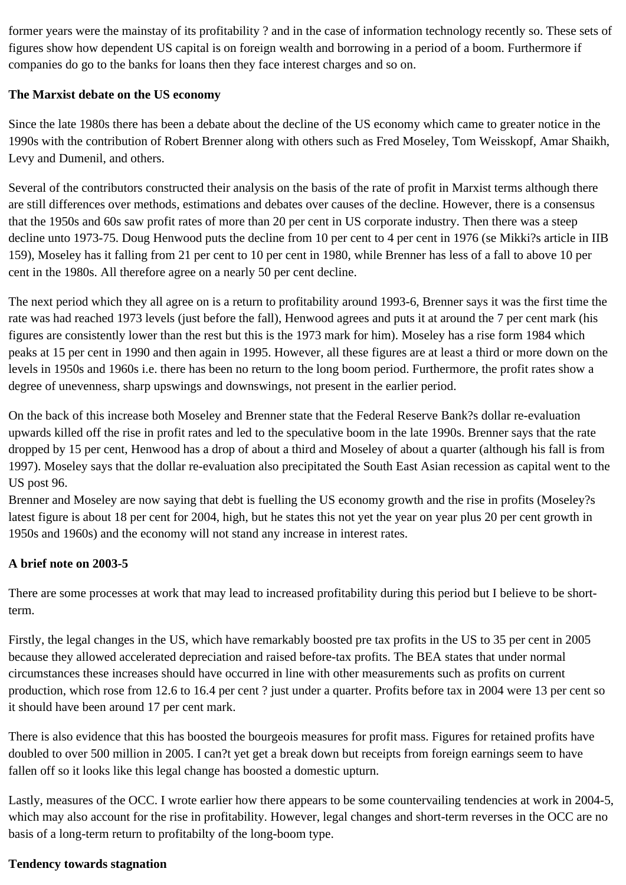former years were the mainstay of its profitability ? and in the case of information technology recently so. These sets of figures show how dependent US capital is on foreign wealth and borrowing in a period of a boom. Furthermore if companies do go to the banks for loans then they face interest charges and so on.

**The Marxist debate on the US economy**

Since the late 1980s there has been a debate about the decline of the US economy which came to greater notice in the 1990s with the contribution of Robert Brenner along with others such as Fred Moseley, Tom Weisskopf, Amar Shaikh, Levy and Dumenil, and others.

Several of the contributors constructed their analysis on the basis of the rate of profit in Marxist terms although there are still differences over methods, estimations and debates over causes of the decline. However, there is a consensus that the 1950s and 60s saw profit rates of more than 20 per cent in US corporate industry. Then there was a steep decline unto 1973-75. Doug Henwood puts the decline from 10 per cent to 4 per cent in 1976 (se Mikki?s article in IIB 159), Moseley has it falling from 21 per cent to 10 per cent in 1980, while Brenner has less of a fall to above 10 per cent in the 1980s. All therefore agree on a nearly 50 per cent decline.

The next period which they all agree on is a return to profitability around 1993-6, Brenner says it was the first time the rate was had reached 1973 levels (just before the fall), Henwood agrees and puts it at around the 7 per cent mark (his figures are consistently lower than the rest but this is the 1973 mark for him). Moseley has a rise form 1984 which peaks at 15 per cent in 1990 and then again in 1995. However, all these figures are at least a third or more down on the levels in 1950s and 1960s i.e. there has been no return to the long boom period. Furthermore, the profit rates show a degree of unevenness, sharp upswings and downswings, not present in the earlier period.

On the back of this increase both Moseley and Brenner state that the Federal Reserve Bank?s dollar re-evaluation upwards killed off the rise in profit rates and led to the speculative boom in the late 1990s. Brenner says that the rate dropped by 15 per cent, Henwood has a drop of about a third and Moseley of about a quarter (although his fall is from 1997). Moseley says that the dollar re-evaluation also precipitated the South East Asian recession as capital went to the US post 96.
Brenner and Moseley are now saying that debt is fuelling the US economy growth and the rise in profits (Moseley?s latest figure is about 18 per cent for 2004, high, but he states this not yet the year on year plus 20 per cent growth in 1950s and 1960s) and the economy will not stand any increase in interest rates.

**A brief note on 2003-5**

There are some processes at work that may lead to increased profitability during this period but I believe to be short-term.

Firstly, the legal changes in the US, which have remarkably boosted pre tax profits in the US to 35 per cent in 2005 because they allowed accelerated depreciation and raised before-tax profits. The BEA states that under normal circumstances these increases should have occurred in line with other measurements such as profits on current production, which rose from 12.6 to 16.4 per cent ? just under a quarter. Profits before tax in 2004 were 13 per cent so it should have been around 17 per cent mark.

There is also evidence that this has boosted the bourgeois measures for profit mass. Figures for retained profits have doubled to over 500 million in 2005. I can?t yet get a break down but receipts from foreign earnings seem to have fallen off so it looks like this legal change has boosted a domestic upturn.

Lastly, measures of the OCC. I wrote earlier how there appears to be some countervailing tendencies at work in 2004-5, which may also account for the rise in profitability. However, legal changes and short-term reverses in the OCC are no basis of a long-term return to profitabilty of the long-boom type.

**Tendency towards stagnation**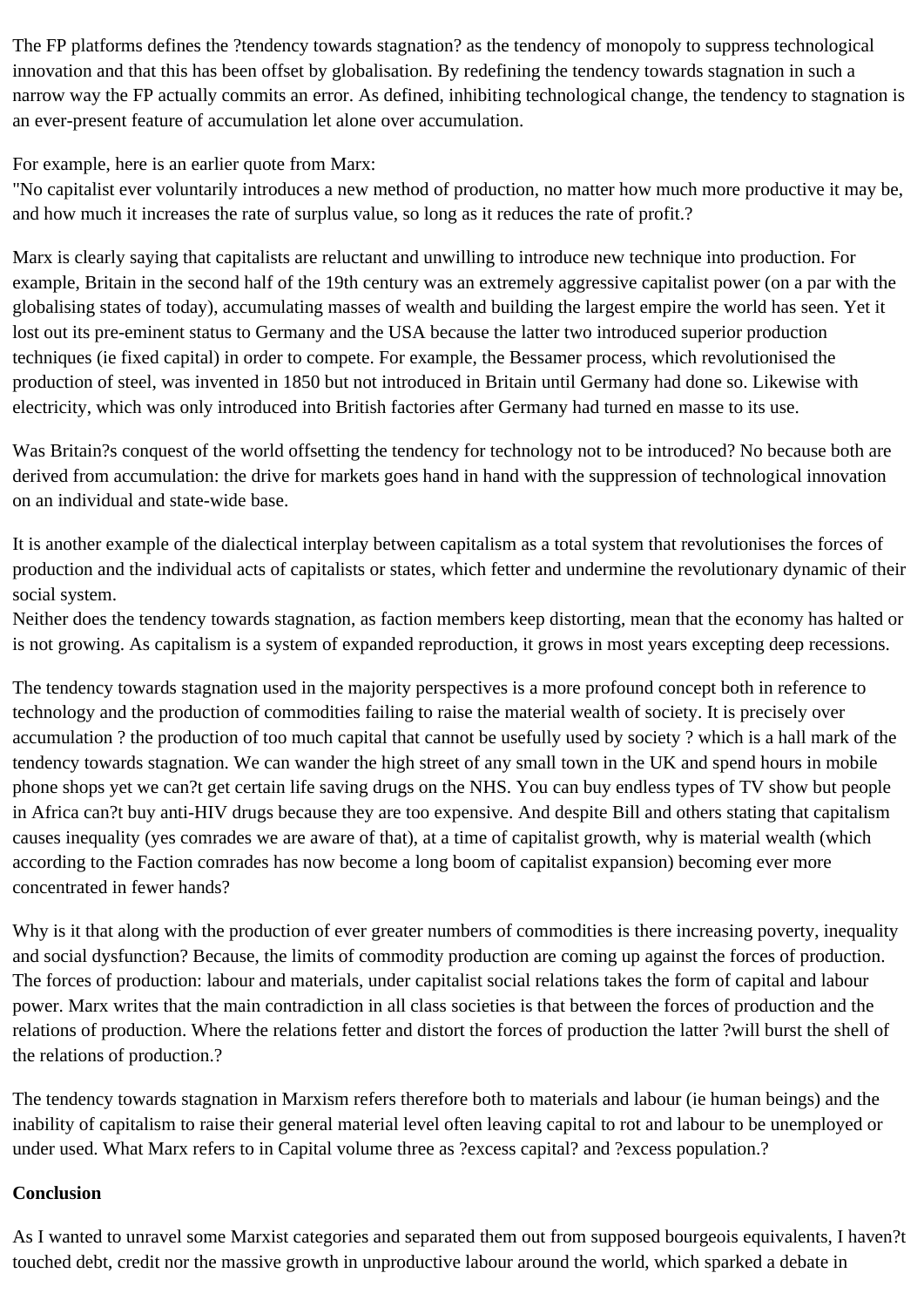The FP platforms defines the ?tendency towards stagnation? as the tendency of monopoly to suppress technological innovation and that this has been offset by globalisation. By redefining the tendency towards stagnation in such a narrow way the FP actually commits an error. As defined, inhibiting technological change, the tendency to stagnation is an ever-present feature of accumulation let alone over accumulation.

For example, here is an earlier quote from Marx:
"No capitalist ever voluntarily introduces a new method of production, no matter how much more productive it may be, and how much it increases the rate of surplus value, so long as it reduces the rate of profit.?

Marx is clearly saying that capitalists are reluctant and unwilling to introduce new technique into production. For example, Britain in the second half of the 19th century was an extremely aggressive capitalist power (on a par with the globalising states of today), accumulating masses of wealth and building the largest empire the world has seen. Yet it lost out its pre-eminent status to Germany and the USA because the latter two introduced superior production techniques (ie fixed capital) in order to compete. For example, the Bessamer process, which revolutionised the production of steel, was invented in 1850 but not introduced in Britain until Germany had done so. Likewise with electricity, which was only introduced into British factories after Germany had turned en masse to its use.

Was Britain?s conquest of the world offsetting the tendency for technology not to be introduced? No because both are derived from accumulation: the drive for markets goes hand in hand with the suppression of technological innovation on an individual and state-wide base.

It is another example of the dialectical interplay between capitalism as a total system that revolutionises the forces of production and the individual acts of capitalists or states, which fetter and undermine the revolutionary dynamic of their social system.
Neither does the tendency towards stagnation, as faction members keep distorting, mean that the economy has halted or is not growing. As capitalism is a system of expanded reproduction, it grows in most years excepting deep recessions.

The tendency towards stagnation used in the majority perspectives is a more profound concept both in reference to technology and the production of commodities failing to raise the material wealth of society. It is precisely over accumulation ? the production of too much capital that cannot be usefully used by society ? which is a hall mark of the tendency towards stagnation. We can wander the high street of any small town in the UK and spend hours in mobile phone shops yet we can?t get certain life saving drugs on the NHS. You can buy endless types of TV show but people in Africa can?t buy anti-HIV drugs because they are too expensive. And despite Bill and others stating that capitalism causes inequality (yes comrades we are aware of that), at a time of capitalist growth, why is material wealth (which according to the Faction comrades has now become a long boom of capitalist expansion) becoming ever more concentrated in fewer hands?

Why is it that along with the production of ever greater numbers of commodities is there increasing poverty, inequality and social dysfunction? Because, the limits of commodity production are coming up against the forces of production. The forces of production: labour and materials, under capitalist social relations takes the form of capital and labour power. Marx writes that the main contradiction in all class societies is that between the forces of production and the relations of production. Where the relations fetter and distort the forces of production the latter ?will burst the shell of the relations of production.?

The tendency towards stagnation in Marxism refers therefore both to materials and labour (ie human beings) and the inability of capitalism to raise their general material level often leaving capital to rot and labour to be unemployed or under used. What Marx refers to in Capital volume three as ?excess capital? and ?excess population.?

**Conclusion**

As I wanted to unravel some Marxist categories and separated them out from supposed bourgeois equivalents, I haven?t touched debt, credit nor the massive growth in unproductive labour around the world, which sparked a debate in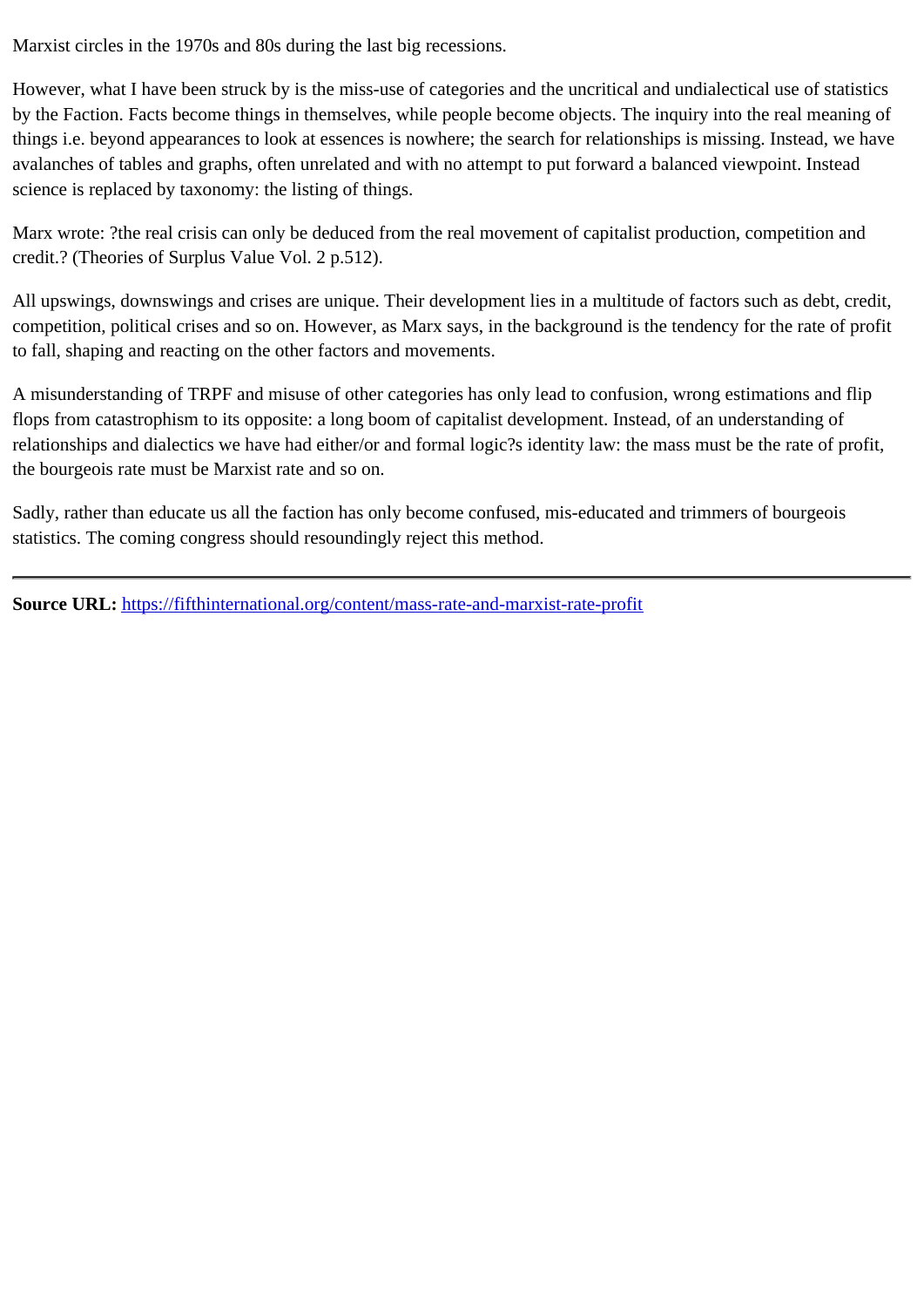Marxist circles in the 1970s and 80s during the last big recessions.

However, what I have been struck by is the miss-use of categories and the uncritical and undialectical use of statistics by the Faction. Facts become things in themselves, while people become objects. The inquiry into the real meaning of things i.e. beyond appearances to look at essences is nowhere; the search for relationships is missing. Instead, we have avalanches of tables and graphs, often unrelated and with no attempt to put forward a balanced viewpoint. Instead science is replaced by taxonomy: the listing of things.

Marx wrote: ?the real crisis can only be deduced from the real movement of capitalist production, competition and credit.? (Theories of Surplus Value Vol. 2 p.512).

All upswings, downswings and crises are unique. Their development lies in a multitude of factors such as debt, credit, competition, political crises and so on. However, as Marx says, in the background is the tendency for the rate of profit to fall, shaping and reacting on the other factors and movements.

A misunderstanding of TRPF and misuse of other categories has only lead to confusion, wrong estimations and flip flops from catastrophism to its opposite: a long boom of capitalist development. Instead, of an understanding of relationships and dialectics we have had either/or and formal logic?s identity law: the mass must be the rate of profit, the bourgeois rate must be Marxist rate and so on.

Sadly, rather than educate us all the faction has only become confused, mis-educated and trimmers of bourgeois statistics. The coming congress should resoundingly reject this method.

---

**Source URL:** https://fifthinternational.org/content/mass-rate-and-marxist-rate-profit